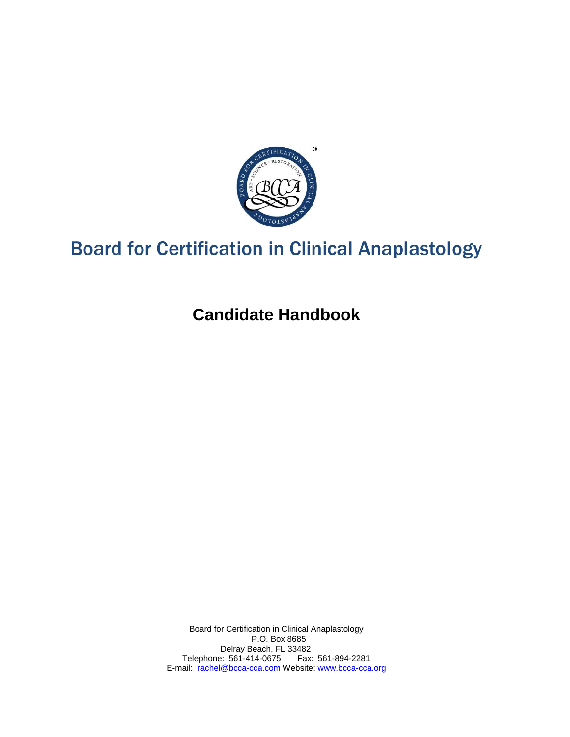# Board for Certification in Clinical Anaplastology

## Candidate Handbook

Board for Certification in Clinical Anaplastology
P.O. Box 8685
Delray Beach, FL 33482
Telephone: 561-414-0675 Fax: 561-894-2281
E-mail: rachel@bcca-cca.com Website: www.bcca-cca.org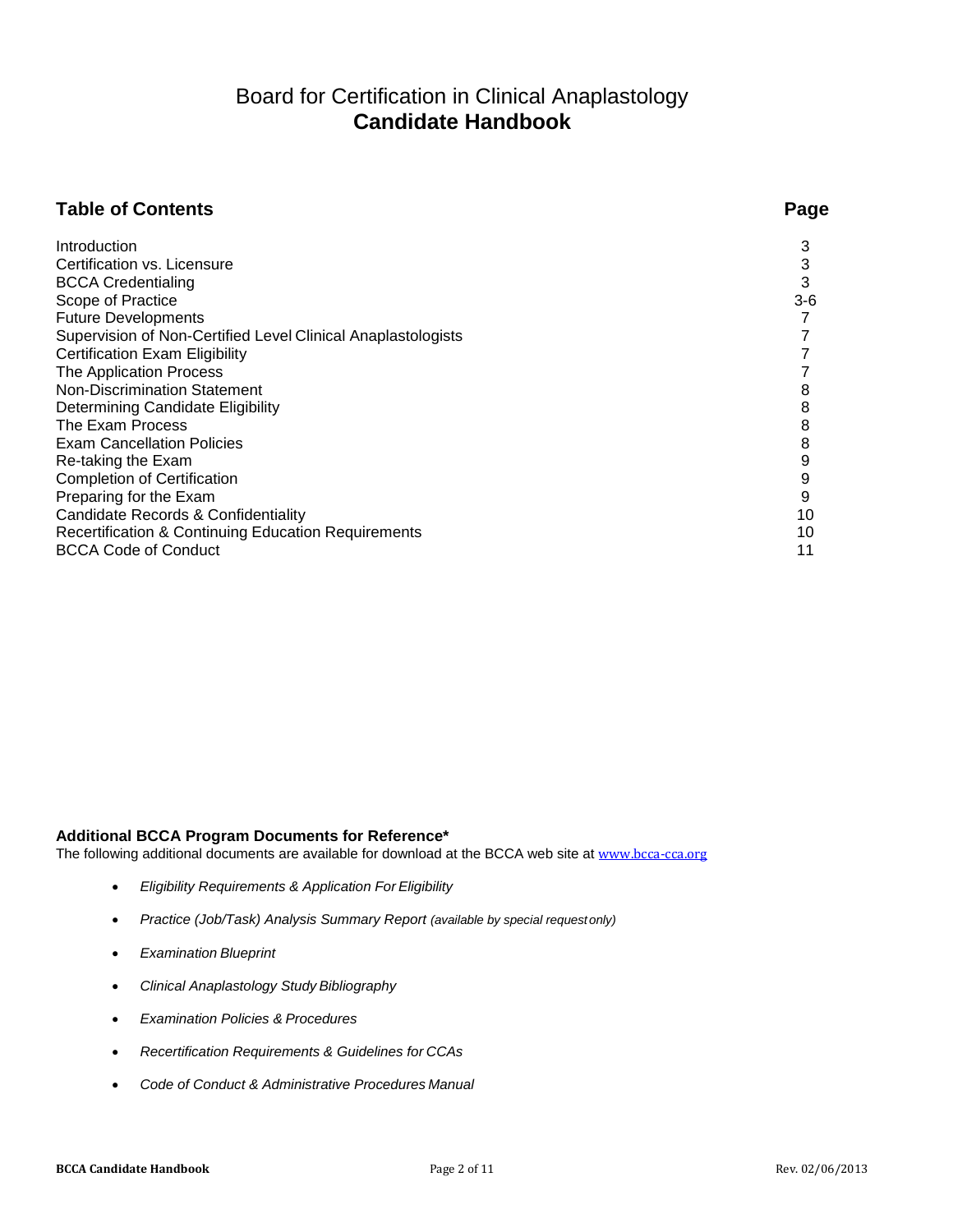# Board for Certification in Clinical Anaplastology
## **Candidate Handbook**

| **Table of Contents** | **Page** |
|---|---|
| Introduction | 3 |
| Certification vs. Licensure | 3 |
| BCCA Credentialing | 3 |
| Scope of Practice | 3-6 |
| Future Developments | 7 |
| Supervision of Non-Certified Level Clinical Anaplastologists | 7 |
| Certification Exam Eligibility | 7 |
| The Application Process | 7 |
| Non-Discrimination Statement | 8 |
| Determining Candidate Eligibility | 8 |
| The Exam Process | 8 |
| Exam Cancellation Policies | 8 |
| Re-taking the Exam | 9 |
| Completion of Certification | 9 |
| Preparing for the Exam | 9 |
| Candidate Records & Confidentiality | 10 |
| Recertification & Continuing Education Requirements | 10 |
| BCCA Code of Conduct | 11 |

**Additional BCCA Program Documents for Reference***

The following additional documents are available for download at the BCCA web site at www.bcca-cca.org

- *Eligibility Requirements & Application For Eligibility*
- *Practice (Job/Task) Analysis Summary Report (available by special request only)*
- *Examination Blueprint*
- *Clinical Anaplastology Study Bibliography*
- *Examination Policies & Procedures*
- *Recertification Requirements & Guidelines for CCAs*
- *Code of Conduct & Administrative Procedures Manual*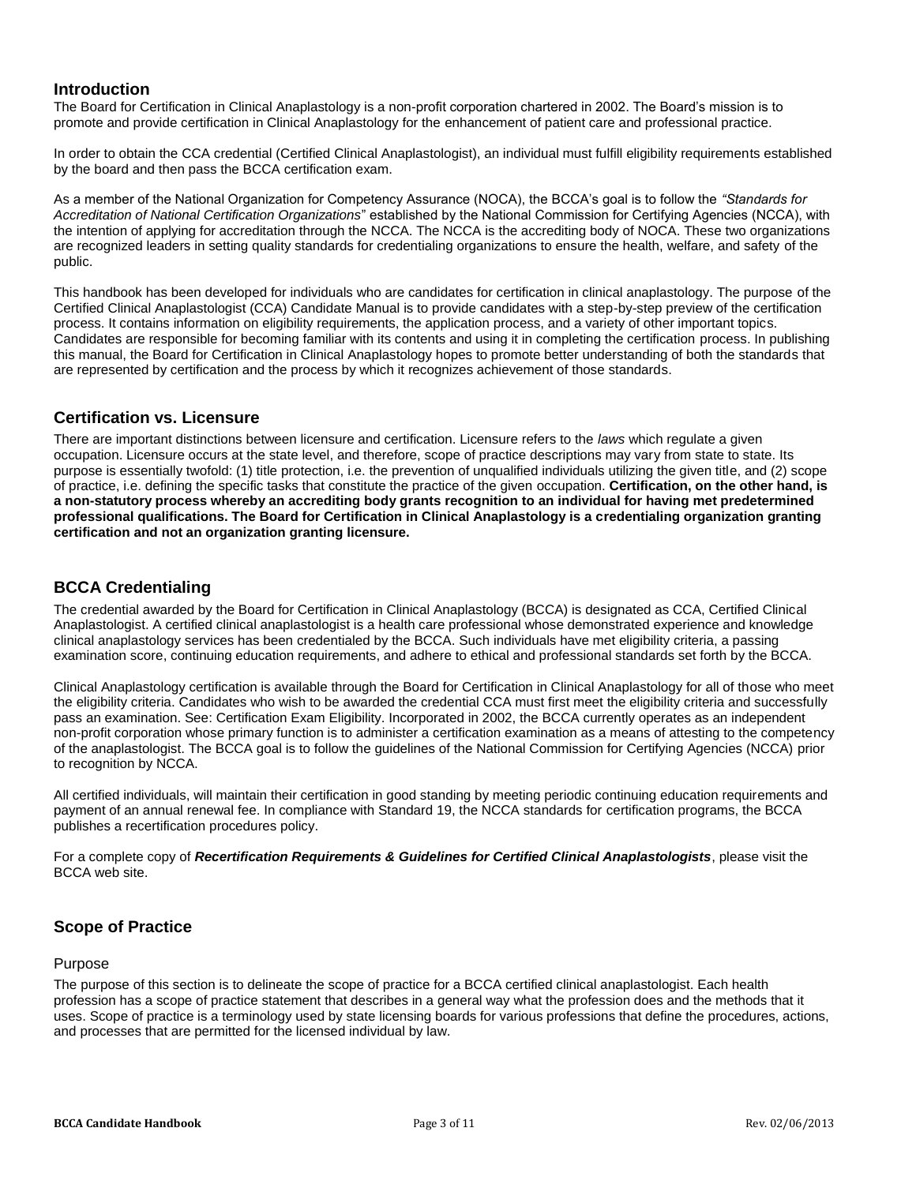## Introduction

The Board for Certification in Clinical Anaplastology is a non-profit corporation chartered in 2002. The Board's mission is to promote and provide certification in Clinical Anaplastology for the enhancement of patient care and professional practice.

In order to obtain the CCA credential (Certified Clinical Anaplastologist), an individual must fulfill eligibility requirements established by the board and then pass the BCCA certification exam.

As a member of the National Organization for Competency Assurance (NOCA), the BCCA's goal is to follow the *"Standards for Accreditation of National Certification Organizations"* established by the National Commission for Certifying Agencies (NCCA), with the intention of applying for accreditation through the NCCA. The NCCA is the accrediting body of NOCA. These two organizations are recognized leaders in setting quality standards for credentialing organizations to ensure the health, welfare, and safety of the public.

This handbook has been developed for individuals who are candidates for certification in clinical anaplastology. The purpose of the Certified Clinical Anaplastologist (CCA) Candidate Manual is to provide candidates with a step-by-step preview of the certification process. It contains information on eligibility requirements, the application process, and a variety of other important topics. Candidates are responsible for becoming familiar with its contents and using it in completing the certification process. In publishing this manual, the Board for Certification in Clinical Anaplastology hopes to promote better understanding of both the standards that are represented by certification and the process by which it recognizes achievement of those standards.

## Certification vs. Licensure

There are important distinctions between licensure and certification. Licensure refers to the *laws* which regulate a given occupation. Licensure occurs at the state level, and therefore, scope of practice descriptions may vary from state to state. Its purpose is essentially twofold: (1) title protection, i.e. the prevention of unqualified individuals utilizing the given title, and (2) scope of practice, i.e. defining the specific tasks that constitute the practice of the given occupation. **Certification, on the other hand, is a non-statutory process whereby an accrediting body grants recognition to an individual for having met predetermined professional qualifications. The Board for Certification in Clinical Anaplastology is a credentialing organization granting certification and not an organization granting licensure.**

## BCCA Credentialing

The credential awarded by the Board for Certification in Clinical Anaplastology (BCCA) is designated as CCA, Certified Clinical Anaplastologist. A certified clinical anaplastologist is a health care professional whose demonstrated experience and knowledge clinical anaplastology services has been credentialed by the BCCA. Such individuals have met eligibility criteria, a passing examination score, continuing education requirements, and adhere to ethical and professional standards set forth by the BCCA.

Clinical Anaplastology certification is available through the Board for Certification in Clinical Anaplastology for all of those who meet the eligibility criteria. Candidates who wish to be awarded the credential CCA must first meet the eligibility criteria and successfully pass an examination. See: Certification Exam Eligibility. Incorporated in 2002, the BCCA currently operates as an independent non-profit corporation whose primary function is to administer a certification examination as a means of attesting to the competency of the anaplastologist. The BCCA goal is to follow the guidelines of the National Commission for Certifying Agencies (NCCA) prior to recognition by NCCA.

All certified individuals, will maintain their certification in good standing by meeting periodic continuing education requirements and payment of an annual renewal fee. In compliance with Standard 19, the NCCA standards for certification programs, the BCCA publishes a recertification procedures policy.

For a complete copy of ***Recertification Requirements & Guidelines for Certified Clinical Anaplastologists***, please visit the BCCA web site.

## Scope of Practice

### Purpose

The purpose of this section is to delineate the scope of practice for a BCCA certified clinical anaplastologist. Each health profession has a scope of practice statement that describes in a general way what the profession does and the methods that it uses. Scope of practice is a terminology used by state licensing boards for various professions that define the procedures, actions, and processes that are permitted for the licensed individual by law.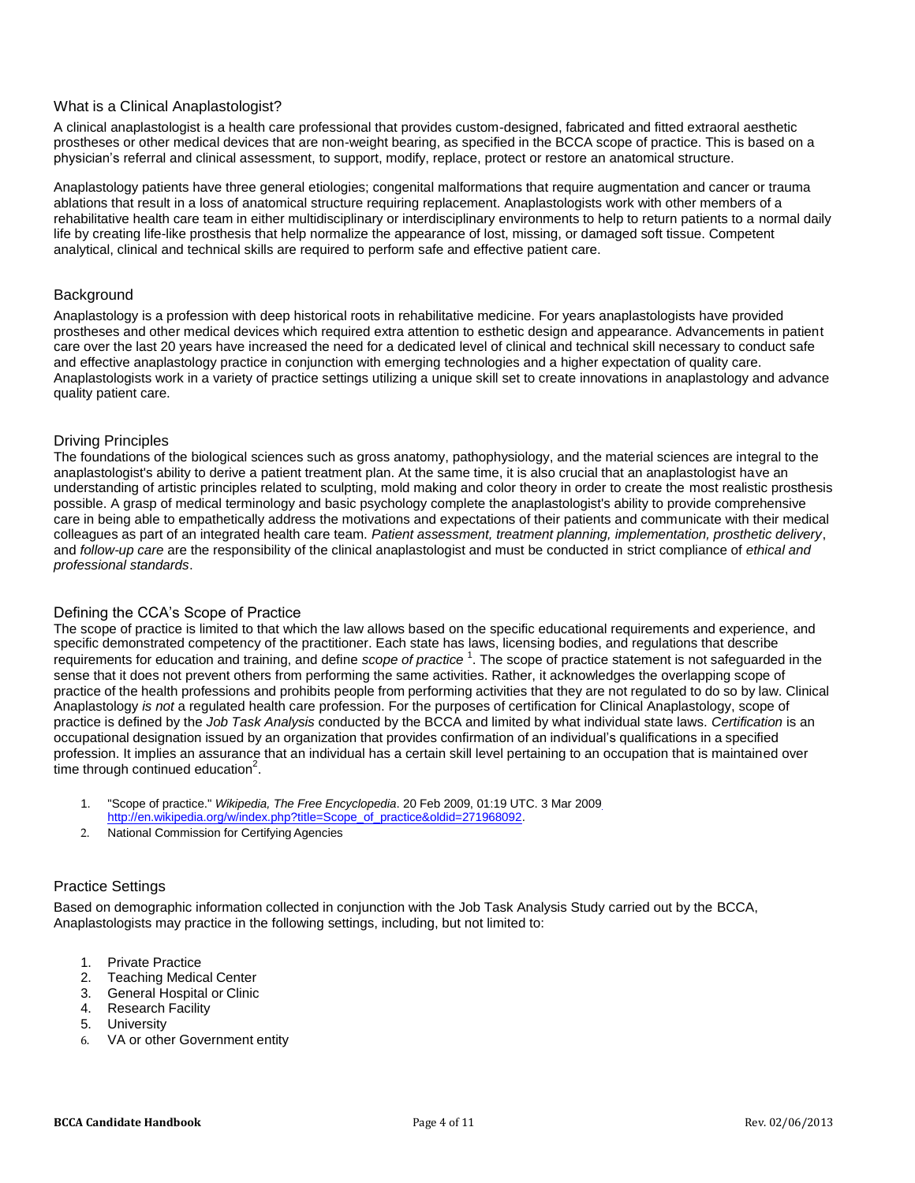## What is a Clinical Anaplastologist?

A clinical anaplastologist is a health care professional that provides custom-designed, fabricated and fitted extraoral aesthetic prostheses or other medical devices that are non-weight bearing, as specified in the BCCA scope of practice. This is based on a physician's referral and clinical assessment, to support, modify, replace, protect or restore an anatomical structure.

Anaplastology patients have three general etiologies; congenital malformations that require augmentation and cancer or trauma ablations that result in a loss of anatomical structure requiring replacement. Anaplastologists work with other members of a rehabilitative health care team in either multidisciplinary or interdisciplinary environments to help to return patients to a normal daily life by creating life-like prosthesis that help normalize the appearance of lost, missing, or damaged soft tissue. Competent analytical, clinical and technical skills are required to perform safe and effective patient care.

## Background

Anaplastology is a profession with deep historical roots in rehabilitative medicine. For years anaplastologists have provided prostheses and other medical devices which required extra attention to esthetic design and appearance. Advancements in patient care over the last 20 years have increased the need for a dedicated level of clinical and technical skill necessary to conduct safe and effective anaplastology practice in conjunction with emerging technologies and a higher expectation of quality care. Anaplastologists work in a variety of practice settings utilizing a unique skill set to create innovations in anaplastology and advance quality patient care.

## Driving Principles

The foundations of the biological sciences such as gross anatomy, pathophysiology, and the material sciences are integral to the anaplastologist's ability to derive a patient treatment plan. At the same time, it is also crucial that an anaplastologist have an understanding of artistic principles related to sculpting, mold making and color theory in order to create the most realistic prosthesis possible. A grasp of medical terminology and basic psychology complete the anaplastologist's ability to provide comprehensive care in being able to empathetically address the motivations and expectations of their patients and communicate with their medical colleagues as part of an integrated health care team. *Patient assessment, treatment planning, implementation, prosthetic delivery*, and *follow-up care* are the responsibility of the clinical anaplastologist and must be conducted in strict compliance of *ethical and professional standards*.

## Defining the CCA's Scope of Practice

The scope of practice is limited to that which the law allows based on the specific educational requirements and experience, and specific demonstrated competency of the practitioner. Each state has laws, licensing bodies, and regulations that describe requirements for education and training, and define *scope of practice* [1]. The scope of practice statement is not safeguarded in the sense that it does not prevent others from performing the same activities. Rather, it acknowledges the overlapping scope of practice of the health professions and prohibits people from performing activities that they are not regulated to do so by law. Clinical Anaplastology *is not* a regulated health care profession. For the purposes of certification for Clinical Anaplastology, scope of practice is defined by the *Job Task Analysis* conducted by the BCCA and limited by what individual state laws. *Certification* is an occupational designation issued by an organization that provides confirmation of an individual's qualifications in a specified profession. It implies an assurance that an individual has a certain skill level pertaining to an occupation that is maintained over time through continued education[2].

1. "Scope of practice." *Wikipedia, The Free Encyclopedia*. 20 Feb 2009, 01:19 UTC. 3 Mar 2009 http://en.wikipedia.org/w/index.php?title=Scope_of_practice&oldid=271968092.
2. National Commission for Certifying Agencies

## Practice Settings

Based on demographic information collected in conjunction with the Job Task Analysis Study carried out by the BCCA, Anaplastologists may practice in the following settings, including, but not limited to:

1. Private Practice
2. Teaching Medical Center
3. General Hospital or Clinic
4. Research Facility
5. University
6. VA or other Government entity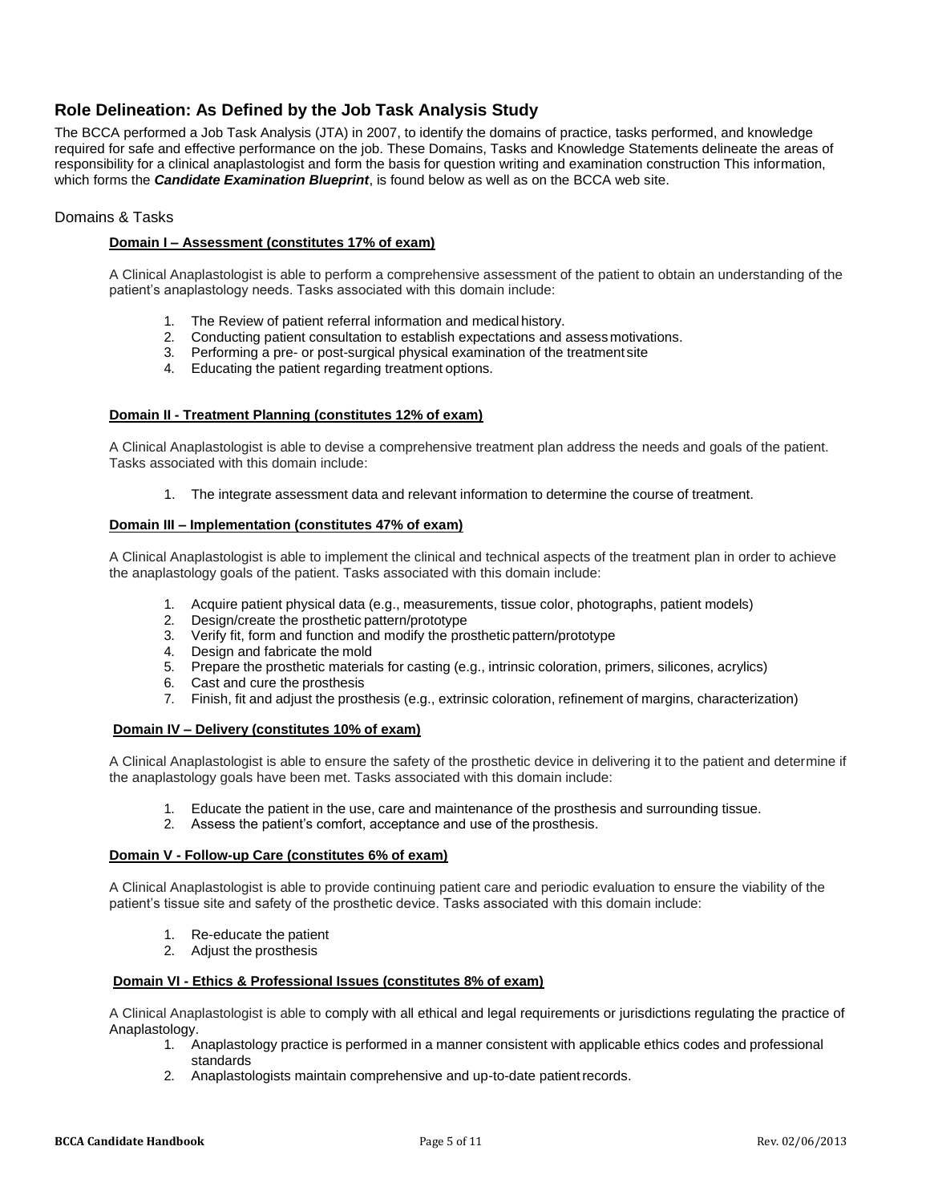## Role Delineation: As Defined by the Job Task Analysis Study

The BCCA performed a Job Task Analysis (JTA) in 2007, to identify the domains of practice, tasks performed, and knowledge required for safe and effective performance on the job. These Domains, Tasks and Knowledge Statements delineate the areas of responsibility for a clinical anaplastologist and form the basis for question writing and examination construction This information, which forms the ***Candidate Examination Blueprint***, is found below as well as on the BCCA web site.

### Domains & Tasks

**Domain I – Assessment (constitutes 17% of exam)**

A Clinical Anaplastologist is able to perform a comprehensive assessment of the patient to obtain an understanding of the patient's anaplastology needs. Tasks associated with this domain include:

1. The Review of patient referral information and medical history.
2. Conducting patient consultation to establish expectations and assess motivations.
3. Performing a pre- or post-surgical physical examination of the treatment site
4. Educating the patient regarding treatment options.

**Domain II - Treatment Planning (constitutes 12% of exam)**

A Clinical Anaplastologist is able to devise a comprehensive treatment plan address the needs and goals of the patient. Tasks associated with this domain include:

1. The integrate assessment data and relevant information to determine the course of treatment.

**Domain III – Implementation (constitutes 47% of exam)**

A Clinical Anaplastologist is able to implement the clinical and technical aspects of the treatment plan in order to achieve the anaplastology goals of the patient. Tasks associated with this domain include:

1. Acquire patient physical data (e.g., measurements, tissue color, photographs, patient models)
2. Design/create the prosthetic pattern/prototype
3. Verify fit, form and function and modify the prosthetic pattern/prototype
4. Design and fabricate the mold
5. Prepare the prosthetic materials for casting (e.g., intrinsic coloration, primers, silicones, acrylics)
6. Cast and cure the prosthesis
7. Finish, fit and adjust the prosthesis (e.g., extrinsic coloration, refinement of margins, characterization)

**Domain IV – Delivery (constitutes 10% of exam)**

A Clinical Anaplastologist is able to ensure the safety of the prosthetic device in delivering it to the patient and determine if the anaplastology goals have been met. Tasks associated with this domain include:

1. Educate the patient in the use, care and maintenance of the prosthesis and surrounding tissue.
2. Assess the patient's comfort, acceptance and use of the prosthesis.

**Domain V - Follow-up Care (constitutes 6% of exam)**

A Clinical Anaplastologist is able to provide continuing patient care and periodic evaluation to ensure the viability of the patient's tissue site and safety of the prosthetic device. Tasks associated with this domain include:

1. Re-educate the patient
2. Adjust the prosthesis

**Domain VI - Ethics & Professional Issues (constitutes 8% of exam)**

A Clinical Anaplastologist is able to comply with all ethical and legal requirements or jurisdictions regulating the practice of Anaplastology.

1. Anaplastology practice is performed in a manner consistent with applicable ethics codes and professional standards
2. Anaplastologists maintain comprehensive and up-to-date patient records.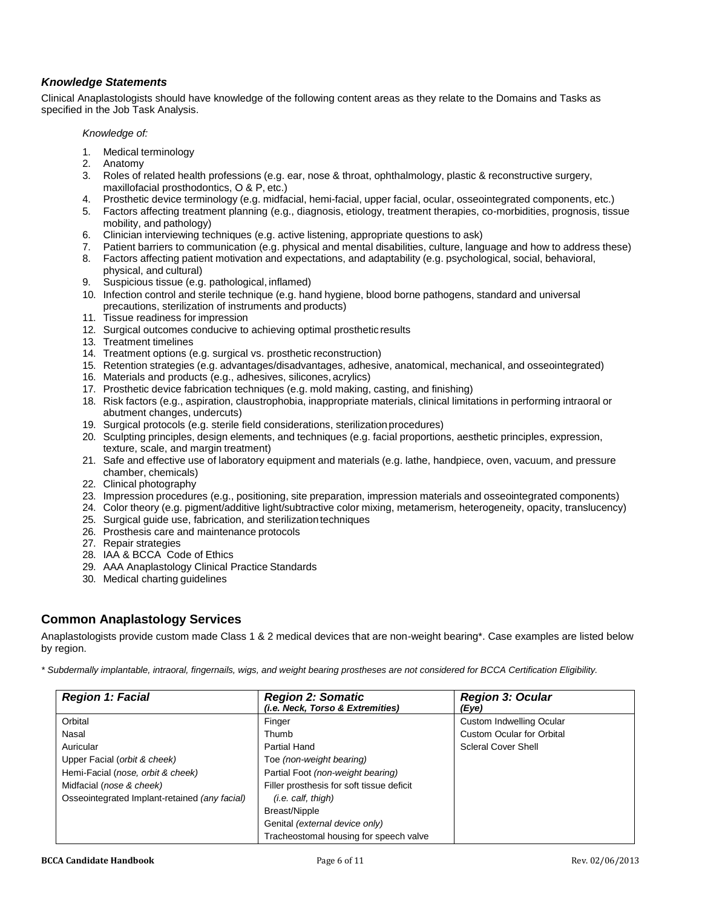### *Knowledge Statements*

Clinical Anaplastologists should have knowledge of the following content areas as they relate to the Domains and Tasks as specified in the Job Task Analysis.

*Knowledge of:*

1. Medical terminology
2. Anatomy
3. Roles of related health professions (e.g. ear, nose & throat, ophthalmology, plastic & reconstructive surgery, maxillofacial prosthodontics, O & P, etc.)
4. Prosthetic device terminology (e.g. midfacial, hemi-facial, upper facial, ocular, osseointegrated components, etc.)
5. Factors affecting treatment planning (e.g., diagnosis, etiology, treatment therapies, co-morbidities, prognosis, tissue mobility, and pathology)
6. Clinician interviewing techniques (e.g. active listening, appropriate questions to ask)
7. Patient barriers to communication (e.g. physical and mental disabilities, culture, language and how to address these)
8. Factors affecting patient motivation and expectations, and adaptability (e.g. psychological, social, behavioral, physical, and cultural)
9. Suspicious tissue (e.g. pathological, inflamed)
10. Infection control and sterile technique (e.g. hand hygiene, blood borne pathogens, standard and universal precautions, sterilization of instruments and products)
11. Tissue readiness for impression
12. Surgical outcomes conducive to achieving optimal prosthetic results
13. Treatment timelines
14. Treatment options (e.g. surgical vs. prosthetic reconstruction)
15. Retention strategies (e.g. advantages/disadvantages, adhesive, anatomical, mechanical, and osseointegrated)
16. Materials and products (e.g., adhesives, silicones, acrylics)
17. Prosthetic device fabrication techniques (e.g. mold making, casting, and finishing)
18. Risk factors (e.g., aspiration, claustrophobia, inappropriate materials, clinical limitations in performing intraoral or abutment changes, undercuts)
19. Surgical protocols (e.g. sterile field considerations, sterilization procedures)
20. Sculpting principles, design elements, and techniques (e.g. facial proportions, aesthetic principles, expression, texture, scale, and margin treatment)
21. Safe and effective use of laboratory equipment and materials (e.g. lathe, handpiece, oven, vacuum, and pressure chamber, chemicals)
22. Clinical photography
23. Impression procedures (e.g., positioning, site preparation, impression materials and osseointegrated components)
24. Color theory (e.g. pigment/additive light/subtractive color mixing, metamerism, heterogeneity, opacity, translucency)
25. Surgical guide use, fabrication, and sterilization techniques
26. Prosthesis care and maintenance protocols
27. Repair strategies
28. IAA & BCCA Code of Ethics
29. AAA Anaplastology Clinical Practice Standards
30. Medical charting guidelines

## Common Anaplastology Services

Anaplastologists provide custom made Class 1 & 2 medical devices that are non-weight bearing*. Case examples are listed below by region.

*\* Subdermally implantable, intraoral, fingernails, wigs, and weight bearing prostheses are not considered for BCCA Certification Eligibility.*

| ***Region 1: Facial*** | ***Region 2: Somatic*** ***(i.e. Neck, Torso & Extremities)*** | ***Region 3: Ocular*** ***(Eye)*** |
|---|---|---|
| Orbital | Finger | Custom Indwelling Ocular |
| Nasal | Thumb | Custom Ocular for Orbital |
| Auricular | Partial Hand | Scleral Cover Shell |
| Upper Facial (*orbit & cheek*) | Toe *(non-weight bearing)* | |
| Hemi-Facial (*nose, orbit & cheek*) | Partial Foot *(non-weight bearing)* | |
| Midfacial (*nose & cheek*) | Filler prosthesis for soft tissue deficit *(i.e. calf, thigh)* | |
| Osseointegrated Implant-retained *(any facial)* | Breast/Nipple | |
| | Genital *(external device only)* | |
| | Tracheostomal housing for speech valve | |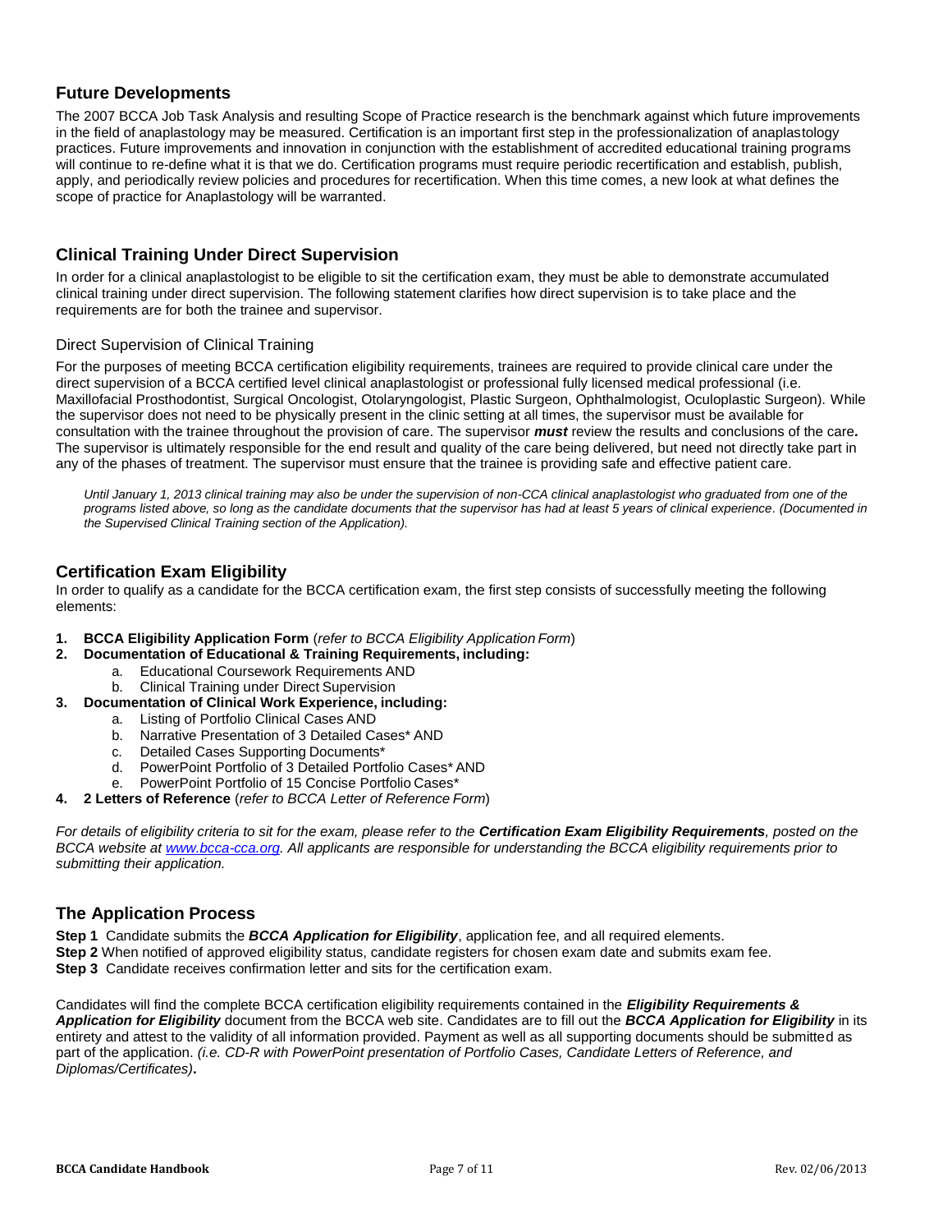## Future Developments

The 2007 BCCA Job Task Analysis and resulting Scope of Practice research is the benchmark against which future improvements in the field of anaplastology may be measured. Certification is an important first step in the professionalization of anaplastology practices. Future improvements and innovation in conjunction with the establishment of accredited educational training programs will continue to re-define what it is that we do. Certification programs must require periodic recertification and establish, publish, apply, and periodically review policies and procedures for recertification. When this time comes, a new look at what defines the scope of practice for Anaplastology will be warranted.

## Clinical Training Under Direct Supervision

In order for a clinical anaplastologist to be eligible to sit the certification exam, they must be able to demonstrate accumulated clinical training under direct supervision. The following statement clarifies how direct supervision is to take place and the requirements are for both the trainee and supervisor.

### Direct Supervision of Clinical Training

For the purposes of meeting BCCA certification eligibility requirements, trainees are required to provide clinical care under the direct supervision of a BCCA certified level clinical anaplastologist or professional fully licensed medical professional (i.e. Maxillofacial Prosthodontist, Surgical Oncologist, Otolaryngologist, Plastic Surgeon, Ophthalmologist, Oculoplastic Surgeon). While the supervisor does not need to be physically present in the clinic setting at all times, the supervisor must be available for consultation with the trainee throughout the provision of care. The supervisor ***must*** review the results and conclusions of the care***.*** The supervisor is ultimately responsible for the end result and quality of the care being delivered, but need not directly take part in any of the phases of treatment. The supervisor must ensure that the trainee is providing safe and effective patient care.

*Until January 1, 2013 clinical training may also be under the supervision of non-CCA clinical anaplastologist who graduated from one of the programs listed above, so long as the candidate documents that the supervisor has had at least 5 years of clinical experience. (Documented in the Supervised Clinical Training section of the Application).*

## Certification Exam Eligibility

In order to qualify as a candidate for the BCCA certification exam, the first step consists of successfully meeting the following elements:

1. **BCCA Eligibility Application Form** (*refer to BCCA Eligibility Application Form*)
2. **Documentation of Educational & Training Requirements, including:**
   a. Educational Coursework Requirements AND
   b. Clinical Training under Direct Supervision
3. **Documentation of Clinical Work Experience, including:**
   a. Listing of Portfolio Clinical Cases AND
   b. Narrative Presentation of 3 Detailed Cases* AND
   c. Detailed Cases Supporting Documents*
   d. PowerPoint Portfolio of 3 Detailed Portfolio Cases* AND
   e. PowerPoint Portfolio of 15 Concise Portfolio Cases*
4. **2 Letters of Reference** (*refer to BCCA Letter of Reference Form*)

*For details of eligibility criteria to sit for the exam, please refer to the **Certification Exam Eligibility Requirements**, posted on the BCCA website at [www.bcca-cca.org](www.bcca-cca.org). All applicants are responsible for understanding the BCCA eligibility requirements prior to submitting their application.*

## The Application Process

**Step 1** Candidate submits the ***BCCA Application for Eligibility***, application fee, and all required elements.
**Step 2** When notified of approved eligibility status, candidate registers for chosen exam date and submits exam fee.
**Step 3** Candidate receives confirmation letter and sits for the certification exam.

Candidates will find the complete BCCA certification eligibility requirements contained in the ***Eligibility Requirements & Application for Eligibility*** document from the BCCA web site. Candidates are to fill out the ***BCCA Application for Eligibility*** in its entirety and attest to the validity of all information provided. Payment as well as all supporting documents should be submitted as part of the application. *(i.e. CD-R with PowerPoint presentation of Portfolio Cases, Candidate Letters of Reference, and Diplomas/Certificates)***.**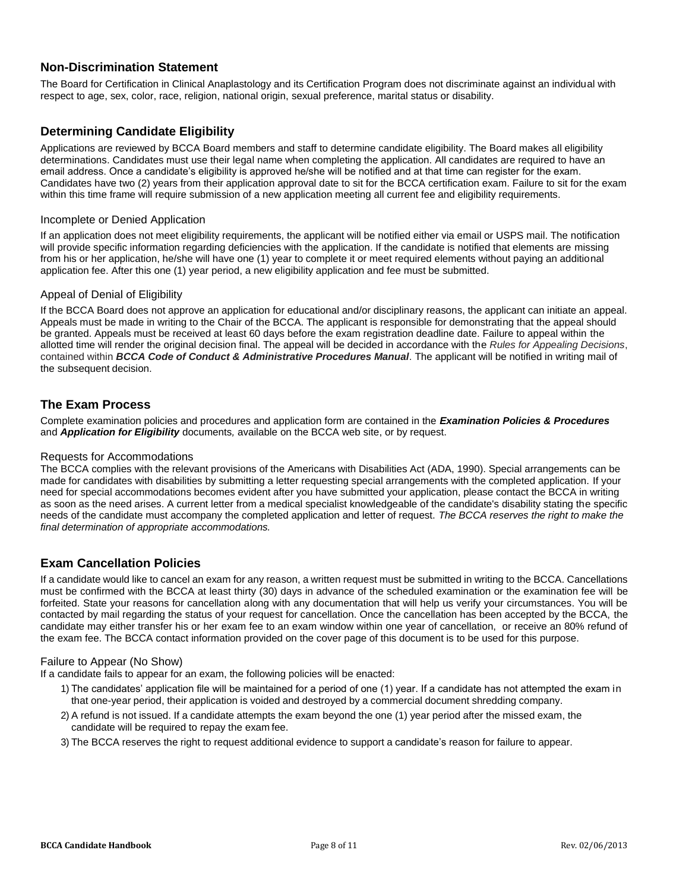## Non-Discrimination Statement

The Board for Certification in Clinical Anaplastology and its Certification Program does not discriminate against an individual with respect to age, sex, color, race, religion, national origin, sexual preference, marital status or disability.

## Determining Candidate Eligibility

Applications are reviewed by BCCA Board members and staff to determine candidate eligibility. The Board makes all eligibility determinations. Candidates must use their legal name when completing the application. All candidates are required to have an email address. Once a candidate's eligibility is approved he/she will be notified and at that time can register for the exam. Candidates have two (2) years from their application approval date to sit for the BCCA certification exam. Failure to sit for the exam within this time frame will require submission of a new application meeting all current fee and eligibility requirements.

### Incomplete or Denied Application

If an application does not meet eligibility requirements, the applicant will be notified either via email or USPS mail. The notification will provide specific information regarding deficiencies with the application. If the candidate is notified that elements are missing from his or her application, he/she will have one (1) year to complete it or meet required elements without paying an additional application fee. After this one (1) year period, a new eligibility application and fee must be submitted.

### Appeal of Denial of Eligibility

If the BCCA Board does not approve an application for educational and/or disciplinary reasons, the applicant can initiate an appeal. Appeals must be made in writing to the Chair of the BCCA. The applicant is responsible for demonstrating that the appeal should be granted. Appeals must be received at least 60 days before the exam registration deadline date. Failure to appeal within the allotted time will render the original decision final. The appeal will be decided in accordance with the *Rules for Appealing Decisions*, contained within ***BCCA Code of Conduct & Administrative Procedures Manual***. The applicant will be notified in writing mail of the subsequent decision.

## The Exam Process

Complete examination policies and procedures and application form are contained in the ***Examination Policies & Procedures*** and ***Application for Eligibility*** documents, available on the BCCA web site, or by request.

### Requests for Accommodations

The BCCA complies with the relevant provisions of the Americans with Disabilities Act (ADA, 1990). Special arrangements can be made for candidates with disabilities by submitting a letter requesting special arrangements with the completed application. If your need for special accommodations becomes evident after you have submitted your application, please contact the BCCA in writing as soon as the need arises. A current letter from a medical specialist knowledgeable of the candidate's disability stating the specific needs of the candidate must accompany the completed application and letter of request. *The BCCA reserves the right to make the final determination of appropriate accommodations.*

## Exam Cancellation Policies

If a candidate would like to cancel an exam for any reason, a written request must be submitted in writing to the BCCA. Cancellations must be confirmed with the BCCA at least thirty (30) days in advance of the scheduled examination or the examination fee will be forfeited. State your reasons for cancellation along with any documentation that will help us verify your circumstances. You will be contacted by mail regarding the status of your request for cancellation. Once the cancellation has been accepted by the BCCA, the candidate may either transfer his or her exam fee to an exam window within one year of cancellation, or receive an 80% refund of the exam fee. The BCCA contact information provided on the cover page of this document is to be used for this purpose.

### Failure to Appear (No Show)

If a candidate fails to appear for an exam, the following policies will be enacted:

1) The candidates' application file will be maintained for a period of one (1) year. If a candidate has not attempted the exam in that one-year period, their application is voided and destroyed by a commercial document shredding company.
2) A refund is not issued. If a candidate attempts the exam beyond the one (1) year period after the missed exam, the candidate will be required to repay the exam fee.
3) The BCCA reserves the right to request additional evidence to support a candidate's reason for failure to appear.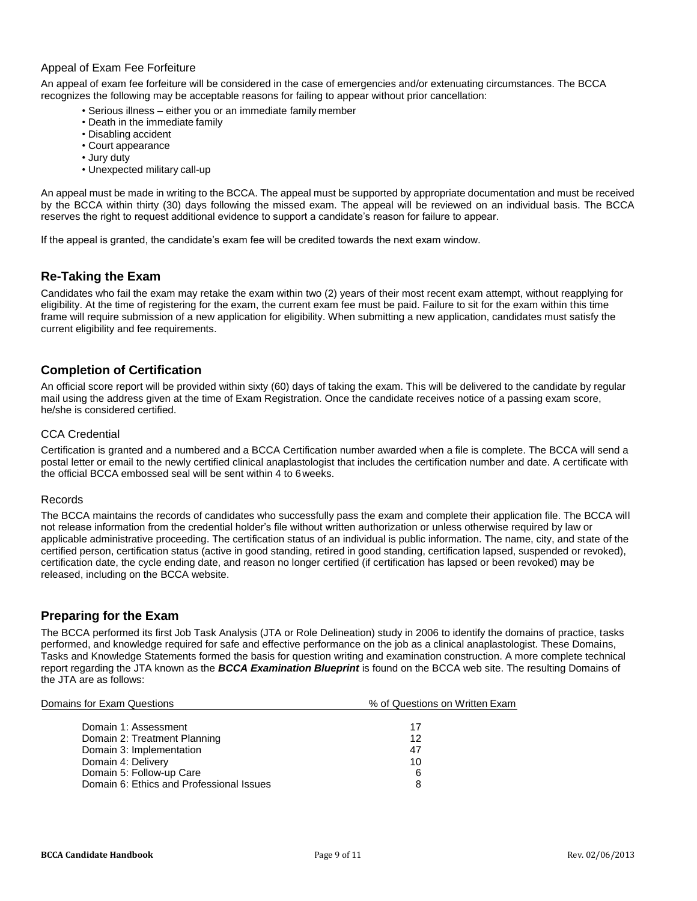### Appeal of Exam Fee Forfeiture

An appeal of exam fee forfeiture will be considered in the case of emergencies and/or extenuating circumstances. The BCCA recognizes the following may be acceptable reasons for failing to appear without prior cancellation:

- Serious illness – either you or an immediate family member
- Death in the immediate family
- Disabling accident
- Court appearance
- Jury duty
- Unexpected military call-up

An appeal must be made in writing to the BCCA. The appeal must be supported by appropriate documentation and must be received by the BCCA within thirty (30) days following the missed exam. The appeal will be reviewed on an individual basis. The BCCA reserves the right to request additional evidence to support a candidate's reason for failure to appear.

If the appeal is granted, the candidate's exam fee will be credited towards the next exam window.

## Re-Taking the Exam

Candidates who fail the exam may retake the exam within two (2) years of their most recent exam attempt, without reapplying for eligibility. At the time of registering for the exam, the current exam fee must be paid. Failure to sit for the exam within this time frame will require submission of a new application for eligibility. When submitting a new application, candidates must satisfy the current eligibility and fee requirements.

## Completion of Certification

An official score report will be provided within sixty (60) days of taking the exam. This will be delivered to the candidate by regular mail using the address given at the time of Exam Registration. Once the candidate receives notice of a passing exam score, he/she is considered certified.

### CCA Credential

Certification is granted and a numbered and a BCCA Certification number awarded when a file is complete. The BCCA will send a postal letter or email to the newly certified clinical anaplastologist that includes the certification number and date. A certificate with the official BCCA embossed seal will be sent within 4 to 6 weeks.

### Records

The BCCA maintains the records of candidates who successfully pass the exam and complete their application file. The BCCA will not release information from the credential holder's file without written authorization or unless otherwise required by law or applicable administrative proceeding. The certification status of an individual is public information. The name, city, and state of the certified person, certification status (active in good standing, retired in good standing, certification lapsed, suspended or revoked), certification date, the cycle ending date, and reason no longer certified (if certification has lapsed or been revoked) may be released, including on the BCCA website.

## Preparing for the Exam

The BCCA performed its first Job Task Analysis (JTA or Role Delineation) study in 2006 to identify the domains of practice, tasks performed, and knowledge required for safe and effective performance on the job as a clinical anaplastologist. These Domains, Tasks and Knowledge Statements formed the basis for question writing and examination construction. A more complete technical report regarding the JTA known as the ***BCCA Examination Blueprint*** is found on the BCCA web site. The resulting Domains of the JTA are as follows:

| Domains for Exam Questions | % of Questions on Written Exam |
|---|---|
| Domain 1: Assessment | 17 |
| Domain 2: Treatment Planning | 12 |
| Domain 3: Implementation | 47 |
| Domain 4: Delivery | 10 |
| Domain 5: Follow-up Care | 6 |
| Domain 6: Ethics and Professional Issues | 8 |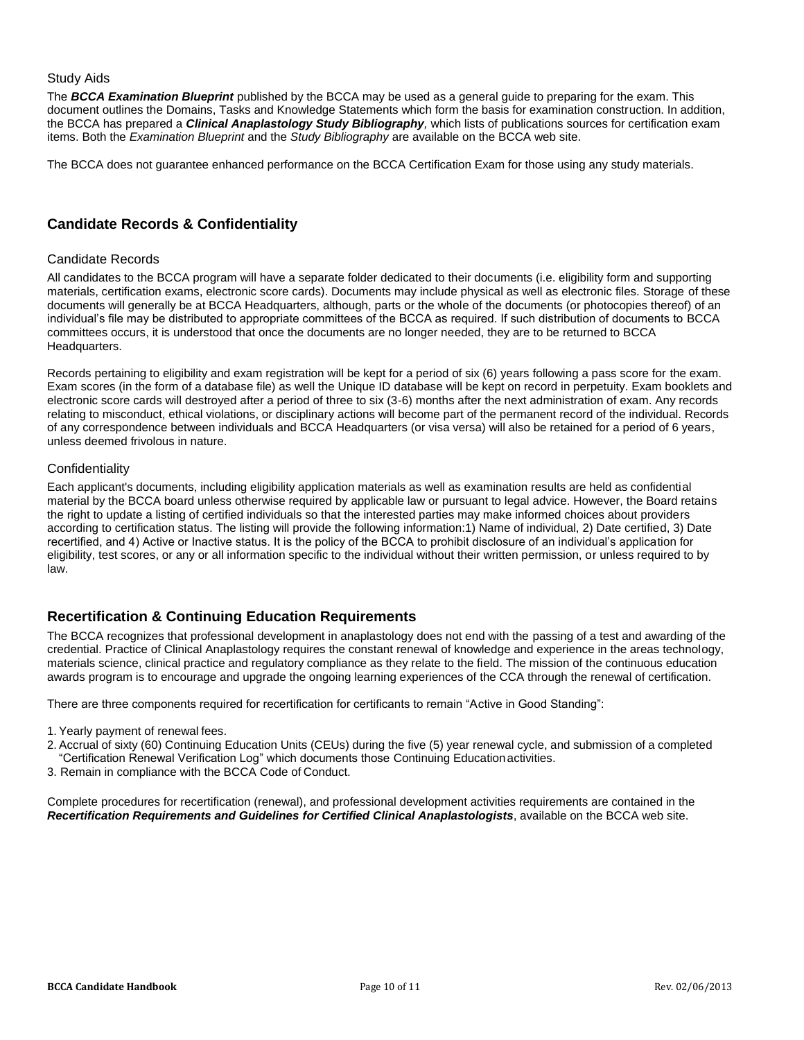### Study Aids

The ***BCCA Examination Blueprint*** published by the BCCA may be used as a general guide to preparing for the exam. This document outlines the Domains, Tasks and Knowledge Statements which form the basis for examination construction. In addition, the BCCA has prepared a ***Clinical Anaplastology Study Bibliography***, which lists of publications sources for certification exam items. Both the *Examination Blueprint* and the *Study Bibliography* are available on the BCCA web site.

The BCCA does not guarantee enhanced performance on the BCCA Certification Exam for those using any study materials.

## Candidate Records & Confidentiality

### Candidate Records

All candidates to the BCCA program will have a separate folder dedicated to their documents (i.e. eligibility form and supporting materials, certification exams, electronic score cards). Documents may include physical as well as electronic files. Storage of these documents will generally be at BCCA Headquarters, although, parts or the whole of the documents (or photocopies thereof) of an individual's file may be distributed to appropriate committees of the BCCA as required. If such distribution of documents to BCCA committees occurs, it is understood that once the documents are no longer needed, they are to be returned to BCCA Headquarters.

Records pertaining to eligibility and exam registration will be kept for a period of six (6) years following a pass score for the exam. Exam scores (in the form of a database file) as well the Unique ID database will be kept on record in perpetuity. Exam booklets and electronic score cards will destroyed after a period of three to six (3-6) months after the next administration of exam. Any records relating to misconduct, ethical violations, or disciplinary actions will become part of the permanent record of the individual. Records of any correspondence between individuals and BCCA Headquarters (or visa versa) will also be retained for a period of 6 years, unless deemed frivolous in nature.

### Confidentiality

Each applicant's documents, including eligibility application materials as well as examination results are held as confidential material by the BCCA board unless otherwise required by applicable law or pursuant to legal advice. However, the Board retains the right to update a listing of certified individuals so that the interested parties may make informed choices about providers according to certification status. The listing will provide the following information:1) Name of individual, 2) Date certified, 3) Date recertified, and 4) Active or Inactive status. It is the policy of the BCCA to prohibit disclosure of an individual's application for eligibility, test scores, or any or all information specific to the individual without their written permission, or unless required to by law.

## Recertification & Continuing Education Requirements

The BCCA recognizes that professional development in anaplastology does not end with the passing of a test and awarding of the credential. Practice of Clinical Anaplastology requires the constant renewal of knowledge and experience in the areas technology, materials science, clinical practice and regulatory compliance as they relate to the field. The mission of the continuous education awards program is to encourage and upgrade the ongoing learning experiences of the CCA through the renewal of certification.

There are three components required for recertification for certificants to remain "Active in Good Standing":

1. Yearly payment of renewal fees.
2. Accrual of sixty (60) Continuing Education Units (CEUs) during the five (5) year renewal cycle, and submission of a completed "Certification Renewal Verification Log" which documents those Continuing Education activities.
3. Remain in compliance with the BCCA Code of Conduct.

Complete procedures for recertification (renewal), and professional development activities requirements are contained in the ***Recertification Requirements and Guidelines for Certified Clinical Anaplastologists***, available on the BCCA web site.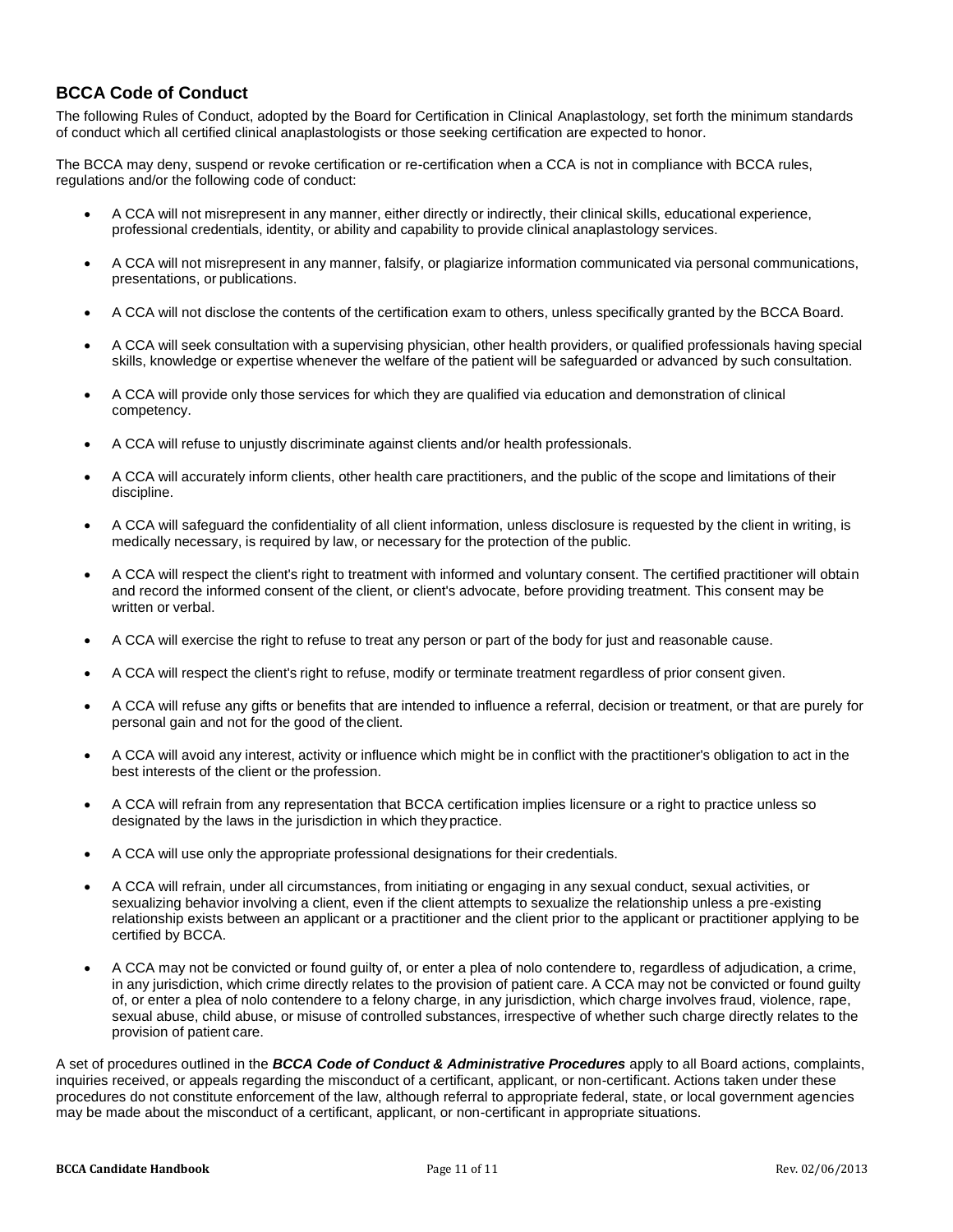## BCCA Code of Conduct

The following Rules of Conduct, adopted by the Board for Certification in Clinical Anaplastology, set forth the minimum standards of conduct which all certified clinical anaplastologists or those seeking certification are expected to honor.

The BCCA may deny, suspend or revoke certification or re-certification when a CCA is not in compliance with BCCA rules, regulations and/or the following code of conduct:

- A CCA will not misrepresent in any manner, either directly or indirectly, their clinical skills, educational experience, professional credentials, identity, or ability and capability to provide clinical anaplastology services.
- A CCA will not misrepresent in any manner, falsify, or plagiarize information communicated via personal communications, presentations, or publications.
- A CCA will not disclose the contents of the certification exam to others, unless specifically granted by the BCCA Board.
- A CCA will seek consultation with a supervising physician, other health providers, or qualified professionals having special skills, knowledge or expertise whenever the welfare of the patient will be safeguarded or advanced by such consultation.
- A CCA will provide only those services for which they are qualified via education and demonstration of clinical competency.
- A CCA will refuse to unjustly discriminate against clients and/or health professionals.
- A CCA will accurately inform clients, other health care practitioners, and the public of the scope and limitations of their discipline.
- A CCA will safeguard the confidentiality of all client information, unless disclosure is requested by the client in writing, is medically necessary, is required by law, or necessary for the protection of the public.
- A CCA will respect the client's right to treatment with informed and voluntary consent. The certified practitioner will obtain and record the informed consent of the client, or client's advocate, before providing treatment. This consent may be written or verbal.
- A CCA will exercise the right to refuse to treat any person or part of the body for just and reasonable cause.
- A CCA will respect the client's right to refuse, modify or terminate treatment regardless of prior consent given.
- A CCA will refuse any gifts or benefits that are intended to influence a referral, decision or treatment, or that are purely for personal gain and not for the good of the client.
- A CCA will avoid any interest, activity or influence which might be in conflict with the practitioner's obligation to act in the best interests of the client or the profession.
- A CCA will refrain from any representation that BCCA certification implies licensure or a right to practice unless so designated by the laws in the jurisdiction in which they practice.
- A CCA will use only the appropriate professional designations for their credentials.
- A CCA will refrain, under all circumstances, from initiating or engaging in any sexual conduct, sexual activities, or sexualizing behavior involving a client, even if the client attempts to sexualize the relationship unless a pre-existing relationship exists between an applicant or a practitioner and the client prior to the applicant or practitioner applying to be certified by BCCA.
- A CCA may not be convicted or found guilty of, or enter a plea of nolo contendere to, regardless of adjudication, a crime, in any jurisdiction, which crime directly relates to the provision of patient care. A CCA may not be convicted or found guilty of, or enter a plea of nolo contendere to a felony charge, in any jurisdiction, which charge involves fraud, violence, rape, sexual abuse, child abuse, or misuse of controlled substances, irrespective of whether such charge directly relates to the provision of patient care.

A set of procedures outlined in the ***BCCA Code of Conduct & Administrative Procedures*** apply to all Board actions, complaints, inquiries received, or appeals regarding the misconduct of a certificant, applicant, or non-certificant. Actions taken under these procedures do not constitute enforcement of the law, although referral to appropriate federal, state, or local government agencies may be made about the misconduct of a certificant, applicant, or non-certificant in appropriate situations.